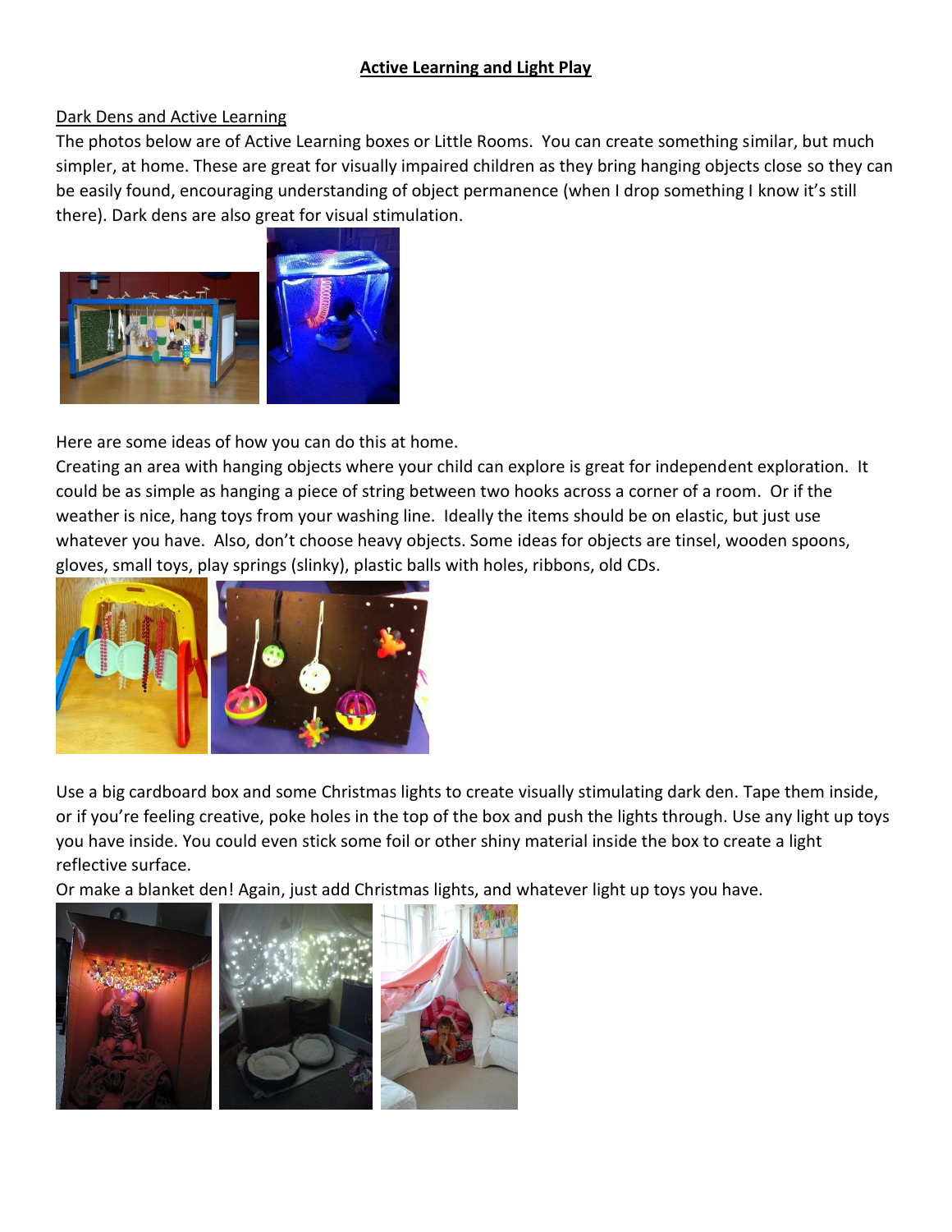# Active Learning and Light Play

## Dark Dens and Active Learning

The photos below are of Active Learning boxes or Little Rooms. You can create something similar, but much simpler, at home. These are great for visually impaired children as they bring hanging objects close so they can be easily found, encouraging understanding of object permanence (when I drop something I know it's still there). Dark dens are also great for visual stimulation.

Here are some ideas of how you can do this at home.

Creating an area with hanging objects where your child can explore is great for independent exploration. It could be as simple as hanging a piece of string between two hooks across a corner of a room. Or if the weather is nice, hang toys from your washing line. Ideally the items should be on elastic, but just use whatever you have. Also, don't choose heavy objects. Some ideas for objects are tinsel, wooden spoons, gloves, small toys, play springs (slinky), plastic balls with holes, ribbons, old CDs.

Use a big cardboard box and some Christmas lights to create visually stimulating dark den. Tape them inside, or if you're feeling creative, poke holes in the top of the box and push the lights through. Use any light up toys you have inside. You could even stick some foil or other shiny material inside the box to create a light reflective surface.

Or make a blanket den! Again, just add Christmas lights, and whatever light up toys you have.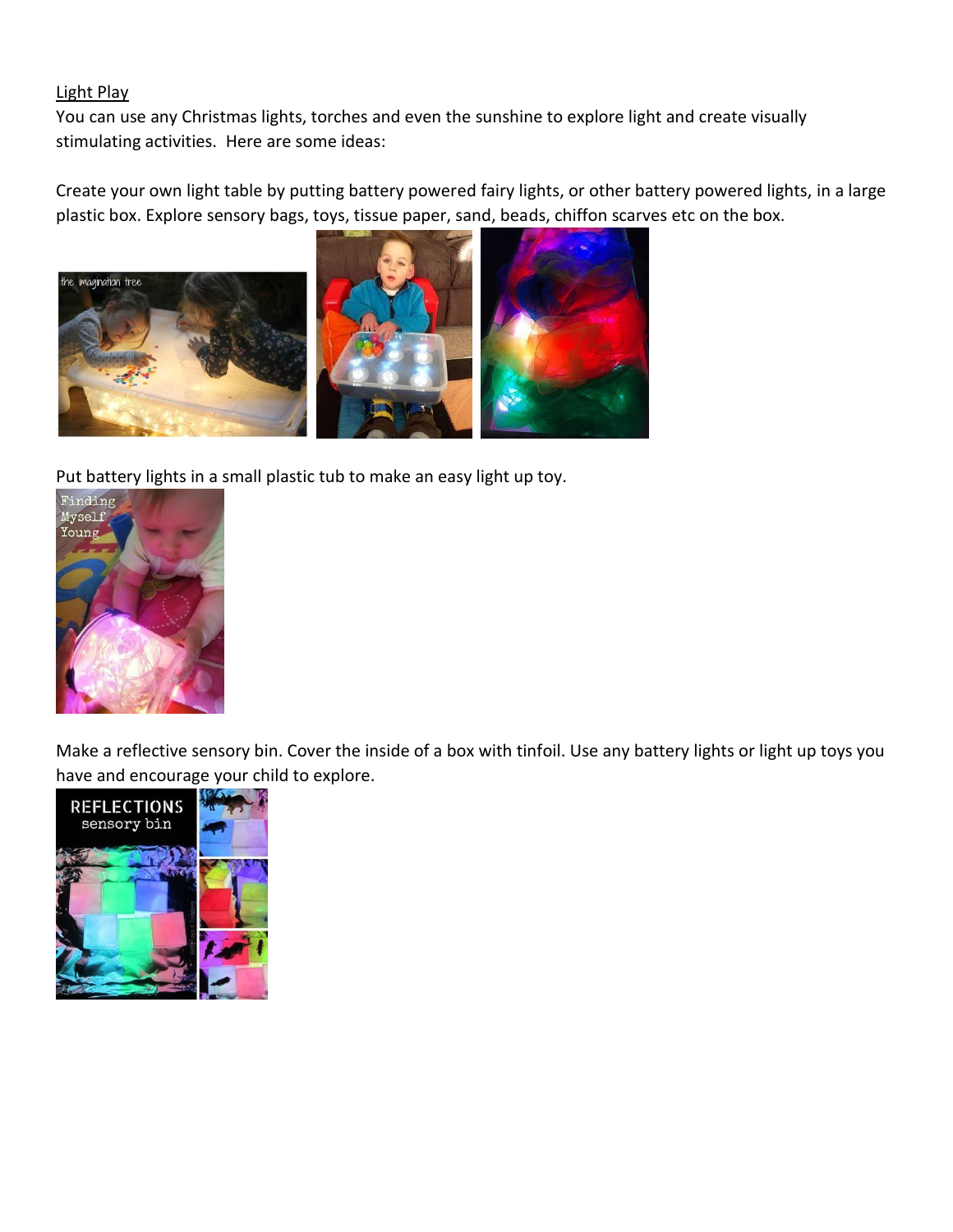Light Play

You can use any Christmas lights, torches and even the sunshine to explore light and create visually stimulating activities. Here are some ideas:

Create your own light table by putting battery powered fairy lights, or other battery powered lights, in a large plastic box. Explore sensory bags, toys, tissue paper, sand, beads, chiffon scarves etc on the box.

Put battery lights in a small plastic tub to make an easy light up toy.

Make a reflective sensory bin. Cover the inside of a box with tinfoil. Use any battery lights or light up toys you have and encourage your child to explore.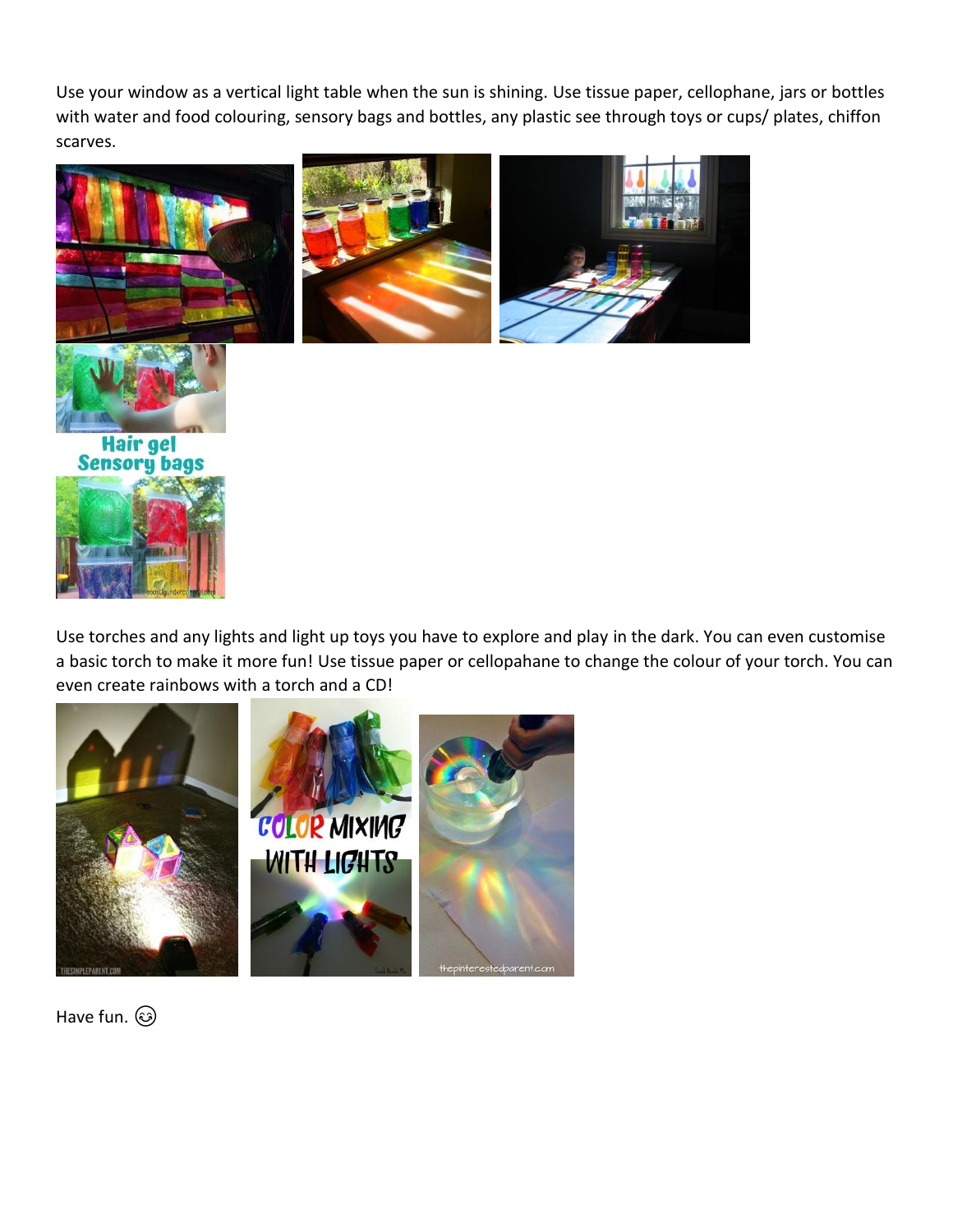Use your window as a vertical light table when the sun is shining. Use tissue paper, cellophane, jars or bottles with water and food colouring, sensory bags and bottles, any plastic see through toys or cups/ plates, chiffon scarves.

Use torches and any lights and light up toys you have to explore and play in the dark. You can even customise a basic torch to make it more fun! Use tissue paper or cellopahane to change the colour of your torch. You can even create rainbows with a torch and a CD!

Have fun. 😊